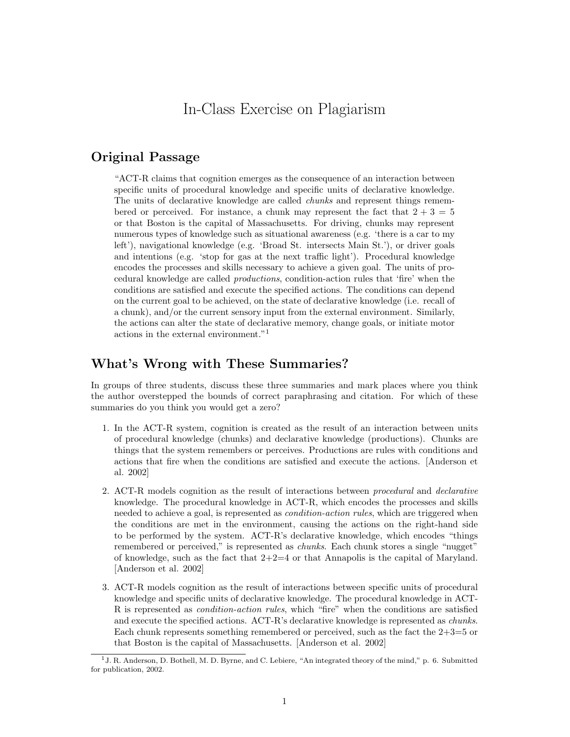# In-Class Exercise on Plagiarism

## Original Passage

> "ACT-R claims that cognition emerges as the consequence of an interaction between specific units of procedural knowledge and specific units of declarative knowledge. The units of declarative knowledge are called *chunks* and represent things remembered or perceived. For instance, a chunk may represent the fact that $2 + 3 = 5$ or that Boston is the capital of Massachusetts. For driving, chunks may represent numerous types of knowledge such as situational awareness (e.g. 'there is a car to my left'), navigational knowledge (e.g. 'Broad St. intersects Main St.'), or driver goals and intentions (e.g. 'stop for gas at the next traffic light'). Procedural knowledge encodes the processes and skills necessary to achieve a given goal. The units of procedural knowledge are called *productions*, condition-action rules that 'fire' when the conditions are satisfied and execute the specified actions. The conditions can depend on the current goal to be achieved, on the state of declarative knowledge (i.e. recall of a chunk), and/or the current sensory input from the external environment. Similarly, the actions can alter the state of declarative memory, change goals, or initiate motor actions in the external environment."[1]

## What's Wrong with These Summaries?

In groups of three students, discuss these three summaries and mark places where you think the author overstepped the bounds of correct paraphrasing and citation. For which of these summaries do you think you would get a zero?

1. In the ACT-R system, cognition is created as the result of an interaction between units of procedural knowledge (chunks) and declarative knowledge (productions). Chunks are things that the system remembers or perceives. Productions are rules with conditions and actions that fire when the conditions are satisfied and execute the actions. [Anderson et al. 2002]

2. ACT-R models cognition as the result of interactions between *procedural* and *declarative* knowledge. The procedural knowledge in ACT-R, which encodes the processes and skills needed to achieve a goal, is represented as *condition-action rules*, which are triggered when the conditions are met in the environment, causing the actions on the right-hand side to be performed by the system. ACT-R's declarative knowledge, which encodes "things remembered or perceived," is represented as *chunks*. Each chunk stores a single "nugget" of knowledge, such as the fact that 2+2=4 or that Annapolis is the capital of Maryland. [Anderson et al. 2002]

3. ACT-R models cognition as the result of interactions between specific units of procedural knowledge and specific units of declarative knowledge. The procedural knowledge in ACT-R is represented as *condition-action rules*, which "fire" when the conditions are satisfied and execute the specified actions. ACT-R's declarative knowledge is represented as *chunks*. Each chunk represents something remembered or perceived, such as the fact the 2+3=5 or that Boston is the capital of Massachusetts. [Anderson et al. 2002]

---

[1] J. R. Anderson, D. Bothell, M. D. Byrne, and C. Lebiere, "An integrated theory of the mind," p. 6. Submitted for publication, 2002.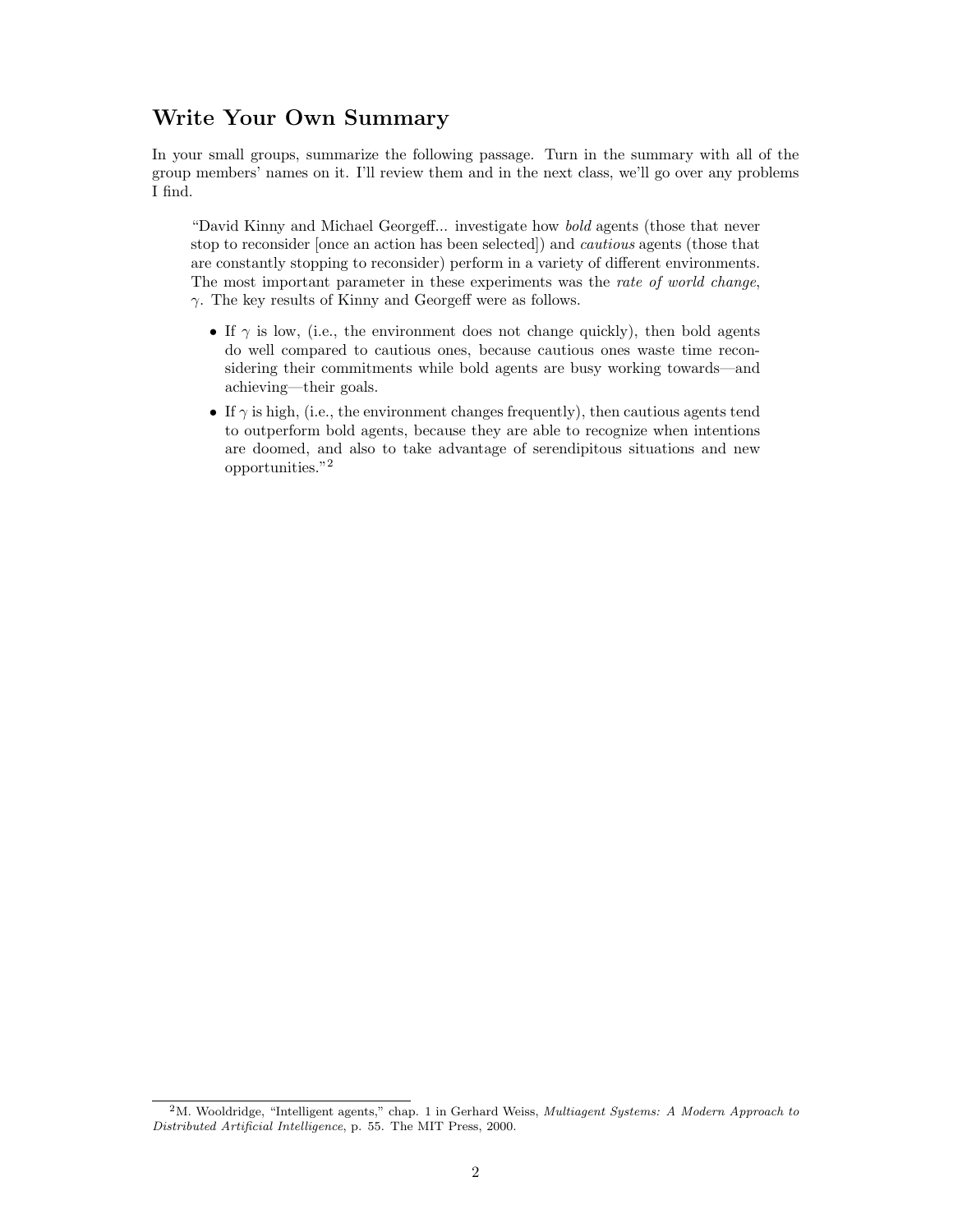## Write Your Own Summary

In your small groups, summarize the following passage. Turn in the summary with all of the group members' names on it. I'll review them and in the next class, we'll go over any problems I find.

> "David Kinny and Michael Georgeff... investigate how *bold* agents (those that never stop to reconsider [once an action has been selected]) and *cautious* agents (those that are constantly stopping to reconsider) perform in a variety of different environments. The most important parameter in these experiments was the *rate of world change*, $\gamma$. The key results of Kinny and Georgeff were as follows.
>
> - If $\gamma$ is low, (i.e., the environment does not change quickly), then bold agents do well compared to cautious ones, because cautious ones waste time reconsidering their commitments while bold agents are busy working towards—and achieving—their goals.
> - If $\gamma$ is high, (i.e., the environment changes frequently), then cautious agents tend to outperform bold agents, because they are able to recognize when intentions are doomed, and also to take advantage of serendipitous situations and new opportunities."[2]

[2] M. Wooldridge, "Intelligent agents," chap. 1 in Gerhard Weiss, *Multiagent Systems: A Modern Approach to Distributed Artificial Intelligence*, p. 55. The MIT Press, 2000.